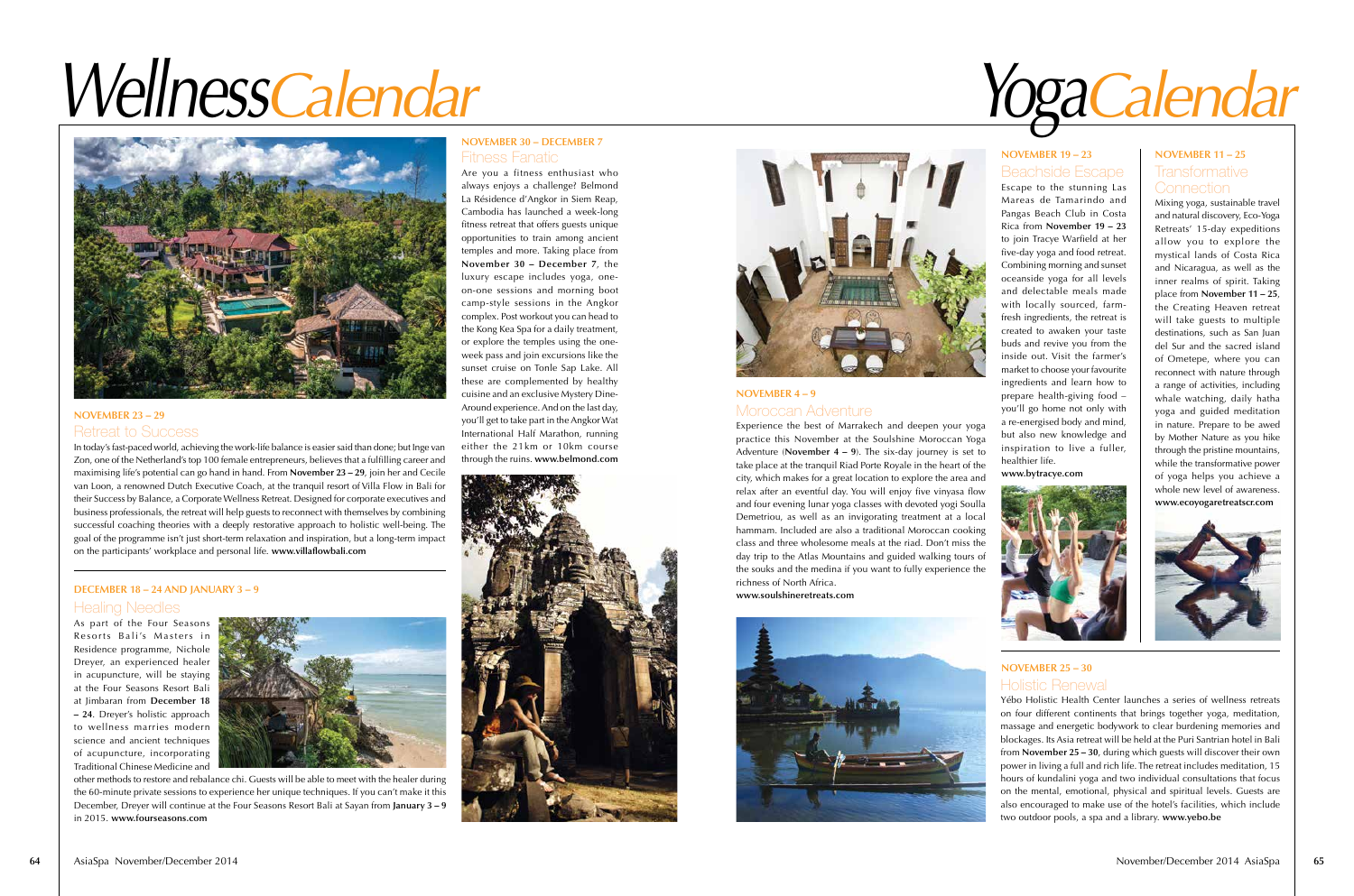# Wellness Calendar

### NOVEMBER 23 – 29

## Retreat to Success

In today's fast-paced world, achieving the work-life balance is easier said than done; but Inge van Zon, one of the Netherland's top 100 female entrepreneurs, believes that a fulfilling career and maximising life's potential can go hand in hand. From **November 23 – 29**, join her and Cecile van Loon, a renowned Dutch Executive Coach, at the tranquil resort of Villa Flow in Bali for their Success by Balance, a Corporate Wellness Retreat. Designed for corporate executives and business professionals, the retreat will help guests to reconnect with themselves by combining successful coaching theories with a deeply restorative approach to holistic well-being. The goal of the programme isn't just short-term relaxation and inspiration, but a long-term impact on the participants' workplace and personal life. **www.villaflowbali.com**

### DECEMBER 18 – 24 AND JANUARY 3 – 9

## Healing Needles

As part of the Four Seasons Resorts Bali's Masters in Residence programme, Nichole Dreyer, an experienced healer in acupuncture, will be staying at the Four Seasons Resort Bali at Jimbaran from **December 18 – 24**. Dreyer's holistic approach to wellness marries modern science and ancient techniques of acupuncture, incorporating Traditional Chinese Medicine and other methods to restore and rebalance chi. Guests will be able to meet with the healer during the 60-minute private sessions to experience her unique techniques. If you can't make it this December, Dreyer will continue at the Four Seasons Resort Bali at Sayan from **January 3 – 9** in 2015. **www.fourseasons.com**

### NOVEMBER 30 – DECEMBER 7

## Fitness Fanatic

Are you a fitness enthusiast who always enjoys a challenge? Belmond La Résidence d'Angkor in Siem Reap, Cambodia has launched a week-long fitness retreat that offers guests unique opportunities to train among ancient temples and more. Taking place from **November 30 – December 7**, the luxury escape includes yoga, one-on-one sessions and morning boot camp-style sessions in the Angkor complex. Post workout you can head to the Kong Kea Spa for a daily treatment, or explore the temples using the one-week pass and join excursions like the sunset cruise on Tonle Sap Lake. All these are complemented by healthy cuisine and an exclusive Mystery Dine-Around experience. And on the last day, you'll get to take part in the Angkor Wat International Half Marathon, running either the 21km or 10km course through the ruins. **www.belmond.com**

# Yoga Calendar

### NOVEMBER 4 – 9

## Moroccan Adventure

Experience the best of Marrakech and deepen your yoga practice this November at the Soulshine Moroccan Yoga Adventure (**November 4 – 9**). The six-day journey is set to take place at the tranquil Riad Porte Royale in the heart of the city, which makes for a great location to explore the area and relax after an eventful day. You will enjoy five vinyasa flow and four evening lunar yoga classes with devoted yogi Soulla Demetriou, as well as an invigorating treatment at a local hammam. Included are also a traditional Moroccan cooking class and three wholesome meals at the riad. Don't miss the day trip to the Atlas Mountains and guided walking tours of the souks and the medina if you want to fully experience the richness of North Africa.
**www.soulshineretreats.com**

### NOVEMBER 19 – 23

## Beachside Escape

Escape to the stunning Las Mareas de Tamarindo and Pangas Beach Club in Costa Rica from **November 19 – 23** to join Tracye Warfield at her five-day yoga and food retreat. Combining morning and sunset oceanside yoga for all levels and delectable meals made with locally sourced, farm-fresh ingredients, the retreat is created to awaken your taste buds and revive you from the inside out. Visit the farmer's market to choose your favourite ingredients and learn how to prepare health-giving food – you'll go home not only with a re-energised body and mind, but also new knowledge and inspiration to live a fuller, healthier life.
**www.bytracye.com**

### NOVEMBER 11 – 25

## Transformative Connection

Mixing yoga, sustainable travel and natural discovery, Eco-Yoga Retreats' 15-day expeditions allow you to explore the mystical lands of Costa Rica and Nicaragua, as well as the inner realms of spirit. Taking place from **November 11 – 25**, the Creating Heaven retreat will take guests to multiple destinations, such as San Juan del Sur and the sacred island of Ometepe, where you can reconnect with nature through a range of activities, including whale watching, daily hatha yoga and guided meditation in nature. Prepare to be awed by Mother Nature as you hike through the pristine mountains, while the transformative power of yoga helps you achieve a whole new level of awareness.
**www.ecoyogaretreatscr.com**

### NOVEMBER 25 – 30

## Holistic Renewal

Yëbo Holistic Health Center launches a series of wellness retreats on four different continents that brings together yoga, meditation, massage and energetic bodywork to clear burdening memories and blockages. Its Asia retreat will be held at the Puri Santrian hotel in Bali from **November 25 – 30**, during which guests will discover their own power in living a full and rich life. The retreat includes meditation, 15 hours of kundalini yoga and two individual consultations that focus on the mental, emotional, physical and spiritual levels. Guests are also encouraged to make use of the hotel's facilities, which include two outdoor pools, a spa and a library. **www.yebo.be**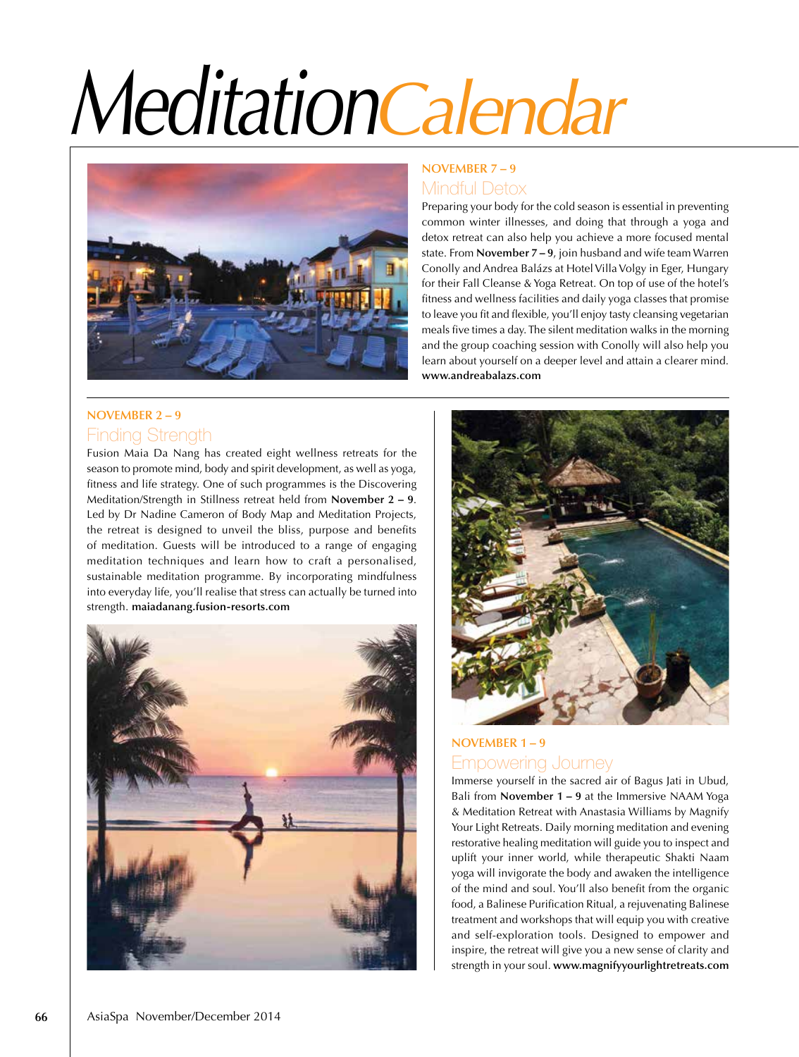# Meditation*Calendar*

**NOVEMBER 7 – 9**

## Mindful Detox

Preparing your body for the cold season is essential in preventing common winter illnesses, and doing that through a yoga and detox retreat can also help you achieve a more focused mental state. From **November 7 – 9**, join husband and wife team Warren Conolly and Andrea Balázs at Hotel Villa Volgy in Eger, Hungary for their Fall Cleanse & Yoga Retreat. On top of use of the hotel's fitness and wellness facilities and daily yoga classes that promise to leave you fit and flexible, you'll enjoy tasty cleansing vegetarian meals five times a day. The silent meditation walks in the morning and the group coaching session with Conolly will also help you learn about yourself on a deeper level and attain a clearer mind. **www.andreabalazs.com**

**NOVEMBER 2 – 9**

## Finding Strength

Fusion Maia Da Nang has created eight wellness retreats for the season to promote mind, body and spirit development, as well as yoga, fitness and life strategy. One of such programmes is the Discovering Meditation/Strength in Stillness retreat held from **November 2 – 9**. Led by Dr Nadine Cameron of Body Map and Meditation Projects, the retreat is designed to unveil the bliss, purpose and benefits of meditation. Guests will be introduced to a range of engaging meditation techniques and learn how to craft a personalised, sustainable meditation programme. By incorporating mindfulness into everyday life, you'll realise that stress can actually be turned into strength. **maiadanang.fusion-resorts.com**

**NOVEMBER 1 – 9**

## Empowering Journey

Immerse yourself in the sacred air of Bagus Jati in Ubud, Bali from **November 1 – 9** at the Immersive NAAM Yoga & Meditation Retreat with Anastasia Williams by Magnify Your Light Retreats. Daily morning meditation and evening restorative healing meditation will guide you to inspect and uplift your inner world, while therapeutic Shakti Naam yoga will invigorate the body and awaken the intelligence of the mind and soul. You'll also benefit from the organic food, a Balinese Purification Ritual, a rejuvenating Balinese treatment and workshops that will equip you with creative and self-exploration tools. Designed to empower and inspire, the retreat will give you a new sense of clarity and strength in your soul. **www.magnifyyourlightretreats.com**